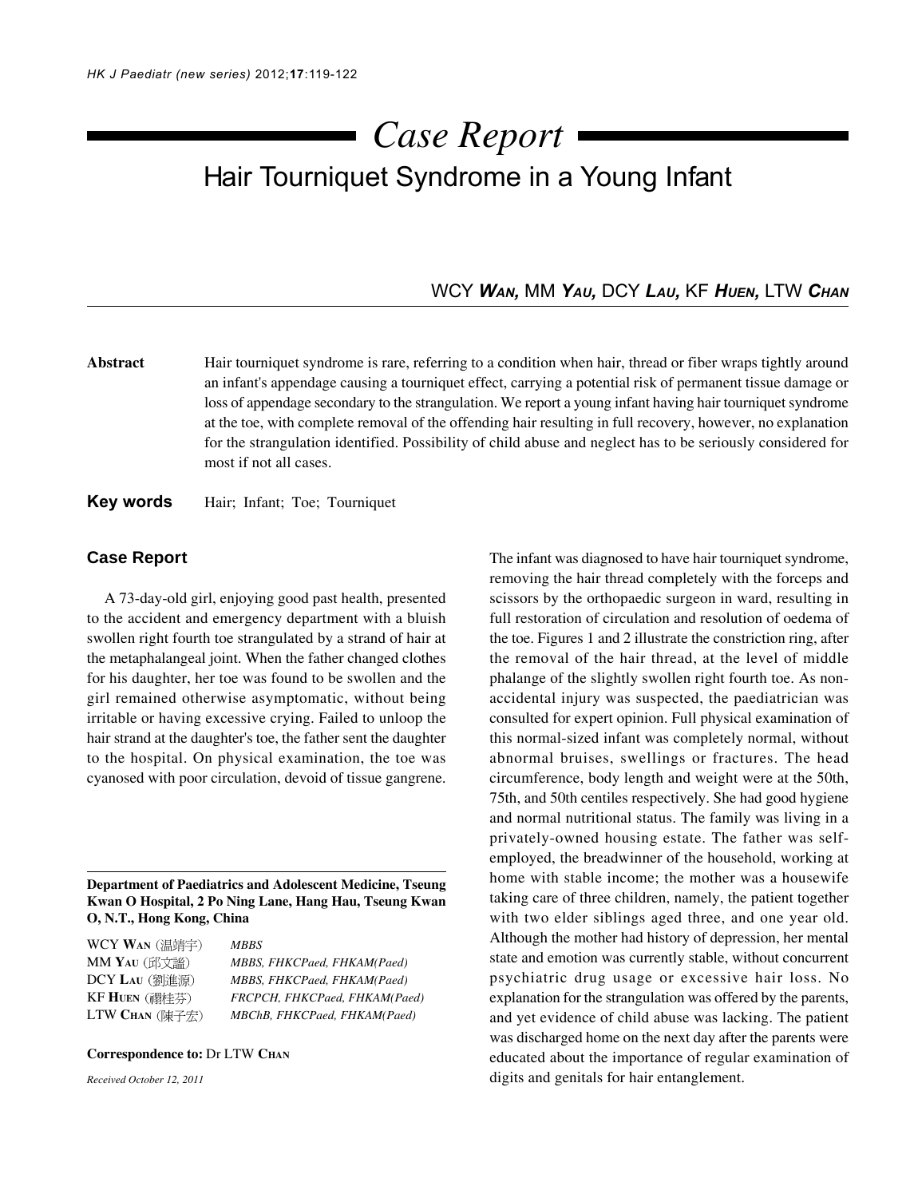# Case Report

## Hair Tourniquet Syndrome in a Young Infant

WCY **WAN**, MM **YAU**, DCY **LAU**, KF **HUEN**, LTW **CHAN**

**Abstract** Hair tourniquet syndrome is rare, referring to a condition when hair, thread or fiber wraps tightly around an infant's appendage causing a tourniquet effect, carrying a potential risk of permanent tissue damage or loss of appendage secondary to the strangulation. We report a young infant having hair tourniquet syndrome at the toe, with complete removal of the offending hair resulting in full recovery, however, no explanation for the strangulation identified. Possibility of child abuse and neglect has to be seriously considered for most if not all cases.

**Key words** Hair; Infant; Toe; Tourniquet

### Case Report

A 73-day-old girl, enjoying good past health, presented to the accident and emergency department with a bluish swollen right fourth toe strangulated by a strand of hair at the metaphalangeal joint. When the father changed clothes for his daughter, her toe was found to be swollen and the girl remained otherwise asymptomatic, without being irritable or having excessive crying. Failed to unloop the hair strand at the daughter's toe, the father sent the daughter to the hospital. On physical examination, the toe was cyanosed with poor circulation, devoid of tissue gangrene.

The infant was diagnosed to have hair tourniquet syndrome, removing the hair thread completely with the forceps and scissors by the orthopaedic surgeon in ward, resulting in full restoration of circulation and resolution of oedema of the toe. Figures 1 and 2 illustrate the constriction ring, after the removal of the hair thread, at the level of middle phalange of the slightly swollen right fourth toe. As non-accidental injury was suspected, the paediatrician was consulted for expert opinion. Full physical examination of this normal-sized infant was completely normal, without abnormal bruises, swellings or fractures. The head circumference, body length and weight were at the 50th, 75th, and 50th centiles respectively. She had good hygiene and normal nutritional status. The family was living in a privately-owned housing estate. The father was self-employed, the breadwinner of the household, working at home with stable income; the mother was a housewife taking care of three children, namely, the patient together with two elder siblings aged three, and one year old. Although the mother had history of depression, her mental state and emotion was currently stable, without concurrent psychiatric drug usage or excessive hair loss. No explanation for the strangulation was offered by the parents, and yet evidence of child abuse was lacking. The patient was discharged home on the next day after the parents were educated about the importance of regular examination of digits and genitals for hair entanglement.

---

**Department of Paediatrics and Adolescent Medicine, Tseung Kwan O Hospital, 2 Po Ning Lane, Hang Hau, Tseung Kwan O, N.T., Hong Kong, China**

| | |
|---|---|
| WCY **WAN** (溫靖宇) | *MBBS* |
| MM **YAU** (邱文謐) | *MBBS, FHKCPaed, FHKAM(Paed)* |
| DCY **LAU** (劉進源) | *MBBS, FHKCPaed, FHKAM(Paed)* |
| KF **HUEN** (禤桂芬) | *FRCPCH, FHKCPaed, FHKAM(Paed)* |
| LTW **CHAN** (陳子宏) | *MBChB, FHKCPaed, FHKAM(Paed)* |

**Correspondence to:** Dr LTW **CHAN**

*Received October 12, 2011*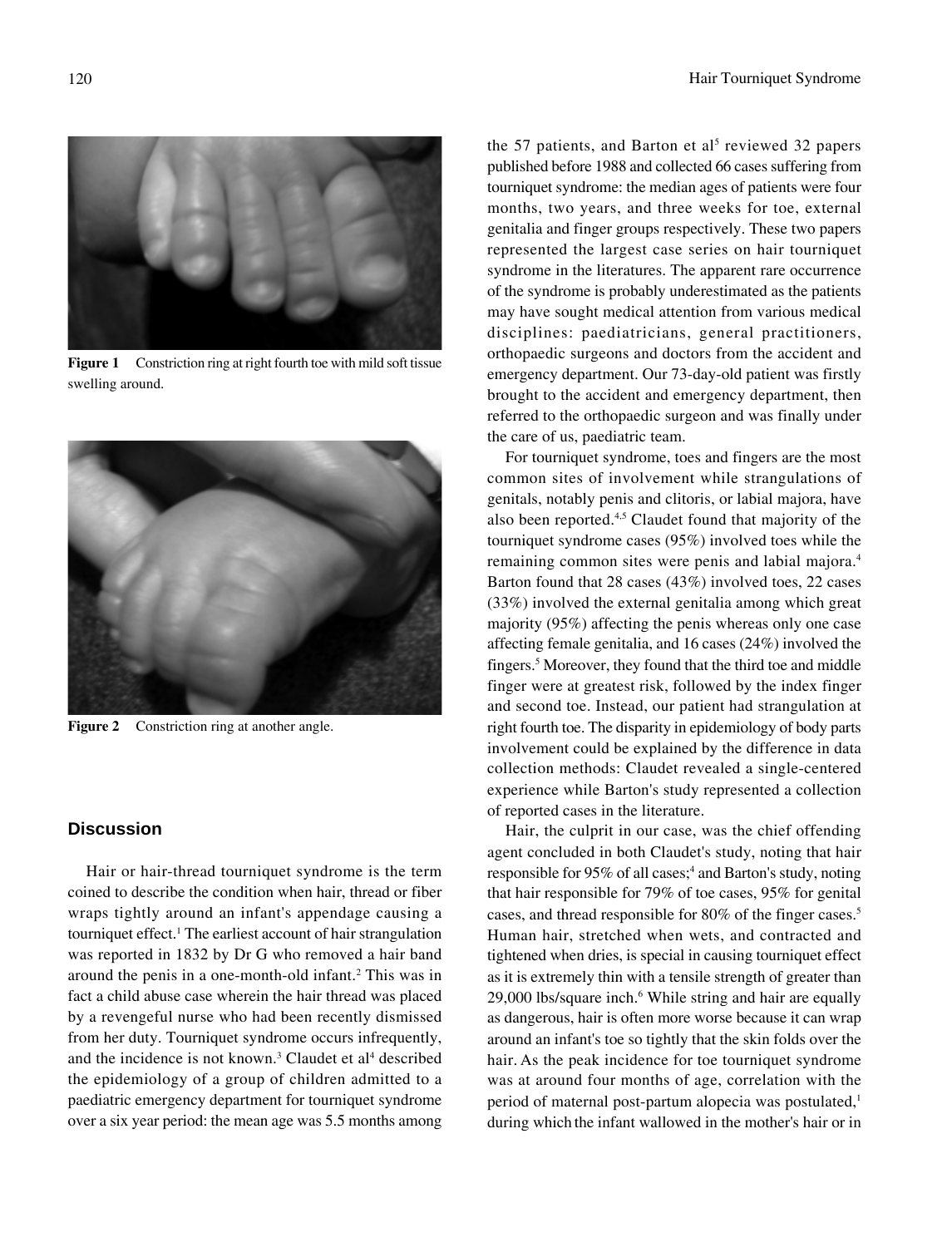Figure 1 Constriction ring at right fourth toe with mild soft tissue swelling around.

Figure 2 Constriction ring at another angle.

## Discussion

Hair or hair-thread tourniquet syndrome is the term coined to describe the condition when hair, thread or fiber wraps tightly around an infant's appendage causing a tourniquet effect.[1] The earliest account of hair strangulation was reported in 1832 by Dr G who removed a hair band around the penis in a one-month-old infant.[2] This was in fact a child abuse case wherein the hair thread was placed by a revengeful nurse who had been recently dismissed from her duty. Tourniquet syndrome occurs infrequently, and the incidence is not known.[3] Claudet et al[4] described the epidemiology of a group of children admitted to a paediatric emergency department for tourniquet syndrome over a six year period: the mean age was 5.5 months among the 57 patients, and Barton et al[5] reviewed 32 papers published before 1988 and collected 66 cases suffering from tourniquet syndrome: the median ages of patients were four months, two years, and three weeks for toe, external genitalia and finger groups respectively. These two papers represented the largest case series on hair tourniquet syndrome in the literatures. The apparent rare occurrence of the syndrome is probably underestimated as the patients may have sought medical attention from various medical disciplines: paediatricians, general practitioners, orthopaedic surgeons and doctors from the accident and emergency department. Our 73-day-old patient was firstly brought to the accident and emergency department, then referred to the orthopaedic surgeon and was finally under the care of us, paediatric team.

For tourniquet syndrome, toes and fingers are the most common sites of involvement while strangulations of genitals, notably penis and clitoris, or labial majora, have also been reported.[4,5] Claudet found that majority of the tourniquet syndrome cases (95%) involved toes while the remaining common sites were penis and labial majora.[4] Barton found that 28 cases (43%) involved toes, 22 cases (33%) involved the external genitalia among which great majority (95%) affecting the penis whereas only one case affecting female genitalia, and 16 cases (24%) involved the fingers.[5] Moreover, they found that the third toe and middle finger were at greatest risk, followed by the index finger and second toe. Instead, our patient had strangulation at right fourth toe. The disparity in epidemiology of body parts involvement could be explained by the difference in data collection methods: Claudet revealed a single-centered experience while Barton's study represented a collection of reported cases in the literature.

Hair, the culprit in our case, was the chief offending agent concluded in both Claudet's study, noting that hair responsible for 95% of all cases;[4] and Barton's study, noting that hair responsible for 79% of toe cases, 95% for genital cases, and thread responsible for 80% of the finger cases.[5] Human hair, stretched when wets, and contracted and tightened when dries, is special in causing tourniquet effect as it is extremely thin with a tensile strength of greater than 29,000 lbs/square inch.[6] While string and hair are equally as dangerous, hair is often more worse because it can wrap around an infant's toe so tightly that the skin folds over the hair. As the peak incidence for toe tourniquet syndrome was at around four months of age, correlation with the period of maternal post-partum alopecia was postulated,[1] during which the infant wallowed in the mother's hair or in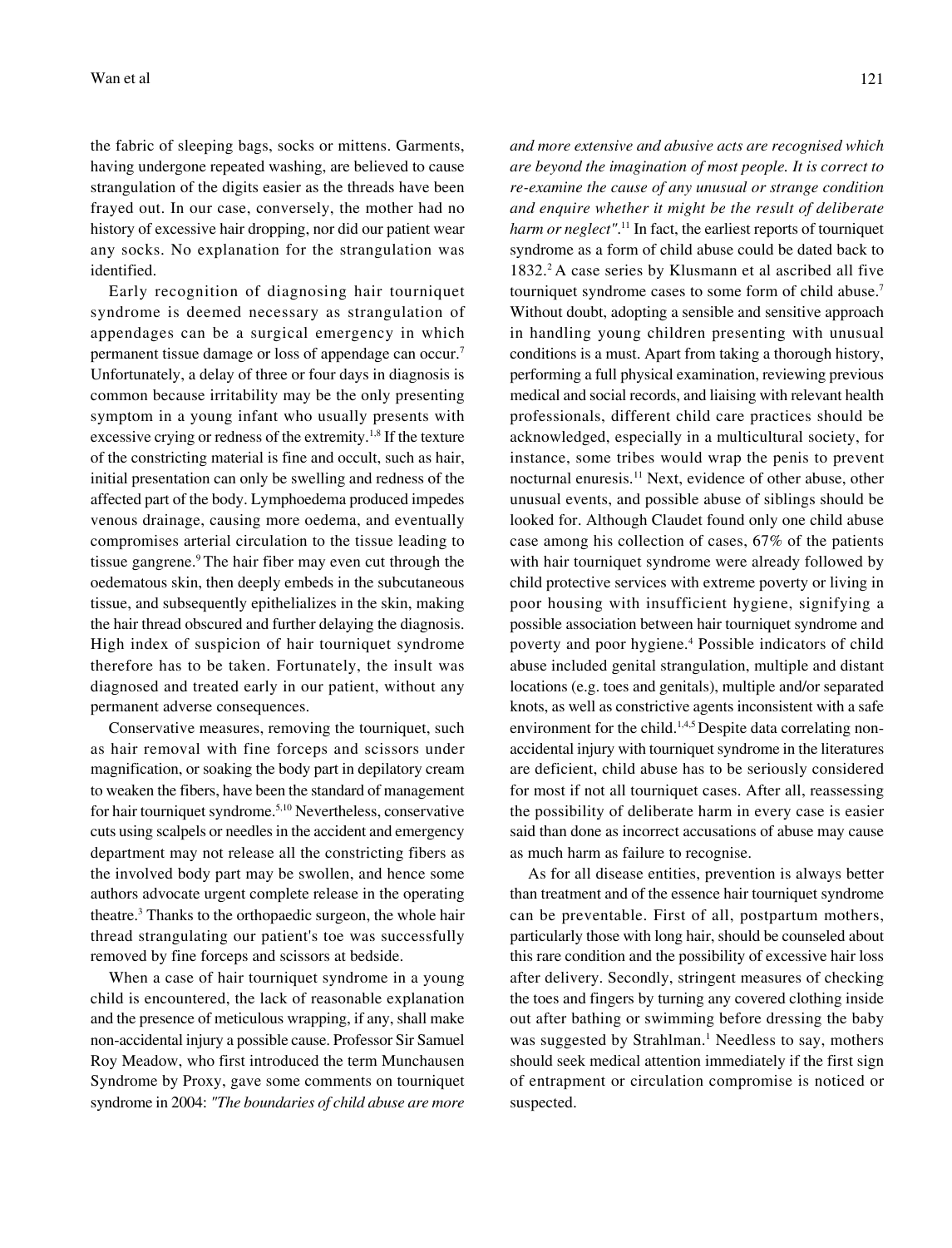the fabric of sleeping bags, socks or mittens. Garments, having undergone repeated washing, are believed to cause strangulation of the digits easier as the threads have been frayed out. In our case, conversely, the mother had no history of excessive hair dropping, nor did our patient wear any socks. No explanation for the strangulation was identified.

Early recognition of diagnosing hair tourniquet syndrome is deemed necessary as strangulation of appendages can be a surgical emergency in which permanent tissue damage or loss of appendage can occur.[7] Unfortunately, a delay of three or four days in diagnosis is common because irritability may be the only presenting symptom in a young infant who usually presents with excessive crying or redness of the extremity.[1,8] If the texture of the constricting material is fine and occult, such as hair, initial presentation can only be swelling and redness of the affected part of the body. Lymphoedema produced impedes venous drainage, causing more oedema, and eventually compromises arterial circulation to the tissue leading to tissue gangrene.[9] The hair fiber may even cut through the oedematous skin, then deeply embeds in the subcutaneous tissue, and subsequently epithelializes in the skin, making the hair thread obscured and further delaying the diagnosis. High index of suspicion of hair tourniquet syndrome therefore has to be taken. Fortunately, the insult was diagnosed and treated early in our patient, without any permanent adverse consequences.

Conservative measures, removing the tourniquet, such as hair removal with fine forceps and scissors under magnification, or soaking the body part in depilatory cream to weaken the fibers, have been the standard of management for hair tourniquet syndrome.[5,10] Nevertheless, conservative cuts using scalpels or needles in the accident and emergency department may not release all the constricting fibers as the involved body part may be swollen, and hence some authors advocate urgent complete release in the operating theatre.[3] Thanks to the orthopaedic surgeon, the whole hair thread strangulating our patient's toe was successfully removed by fine forceps and scissors at bedside.

When a case of hair tourniquet syndrome in a young child is encountered, the lack of reasonable explanation and the presence of meticulous wrapping, if any, shall make non-accidental injury a possible cause. Professor Sir Samuel Roy Meadow, who first introduced the term Munchausen Syndrome by Proxy, gave some comments on tourniquet syndrome in 2004: *"The boundaries of child abuse are more and more extensive and abusive acts are recognised which are beyond the imagination of most people. It is correct to re-examine the cause of any unusual or strange condition and enquire whether it might be the result of deliberate harm or neglect"*.[11] In fact, the earliest reports of tourniquet syndrome as a form of child abuse could be dated back to 1832.[2] A case series by Klusmann et al ascribed all five tourniquet syndrome cases to some form of child abuse.[7] Without doubt, adopting a sensible and sensitive approach in handling young children presenting with unusual conditions is a must. Apart from taking a thorough history, performing a full physical examination, reviewing previous medical and social records, and liaising with relevant health professionals, different child care practices should be acknowledged, especially in a multicultural society, for instance, some tribes would wrap the penis to prevent nocturnal enuresis.[11] Next, evidence of other abuse, other unusual events, and possible abuse of siblings should be looked for. Although Claudet found only one child abuse case among his collection of cases, 67% of the patients with hair tourniquet syndrome were already followed by child protective services with extreme poverty or living in poor housing with insufficient hygiene, signifying a possible association between hair tourniquet syndrome and poverty and poor hygiene.[4] Possible indicators of child abuse included genital strangulation, multiple and distant locations (e.g. toes and genitals), multiple and/or separated knots, as well as constrictive agents inconsistent with a safe environment for the child.[1,4,5] Despite data correlating non-accidental injury with tourniquet syndrome in the literatures are deficient, child abuse has to be seriously considered for most if not all tourniquet cases. After all, reassessing the possibility of deliberate harm in every case is easier said than done as incorrect accusations of abuse may cause as much harm as failure to recognise.

As for all disease entities, prevention is always better than treatment and of the essence hair tourniquet syndrome can be preventable. First of all, postpartum mothers, particularly those with long hair, should be counseled about this rare condition and the possibility of excessive hair loss after delivery. Secondly, stringent measures of checking the toes and fingers by turning any covered clothing inside out after bathing or swimming before dressing the baby was suggested by Strahlman.[1] Needless to say, mothers should seek medical attention immediately if the first sign of entrapment or circulation compromise is noticed or suspected.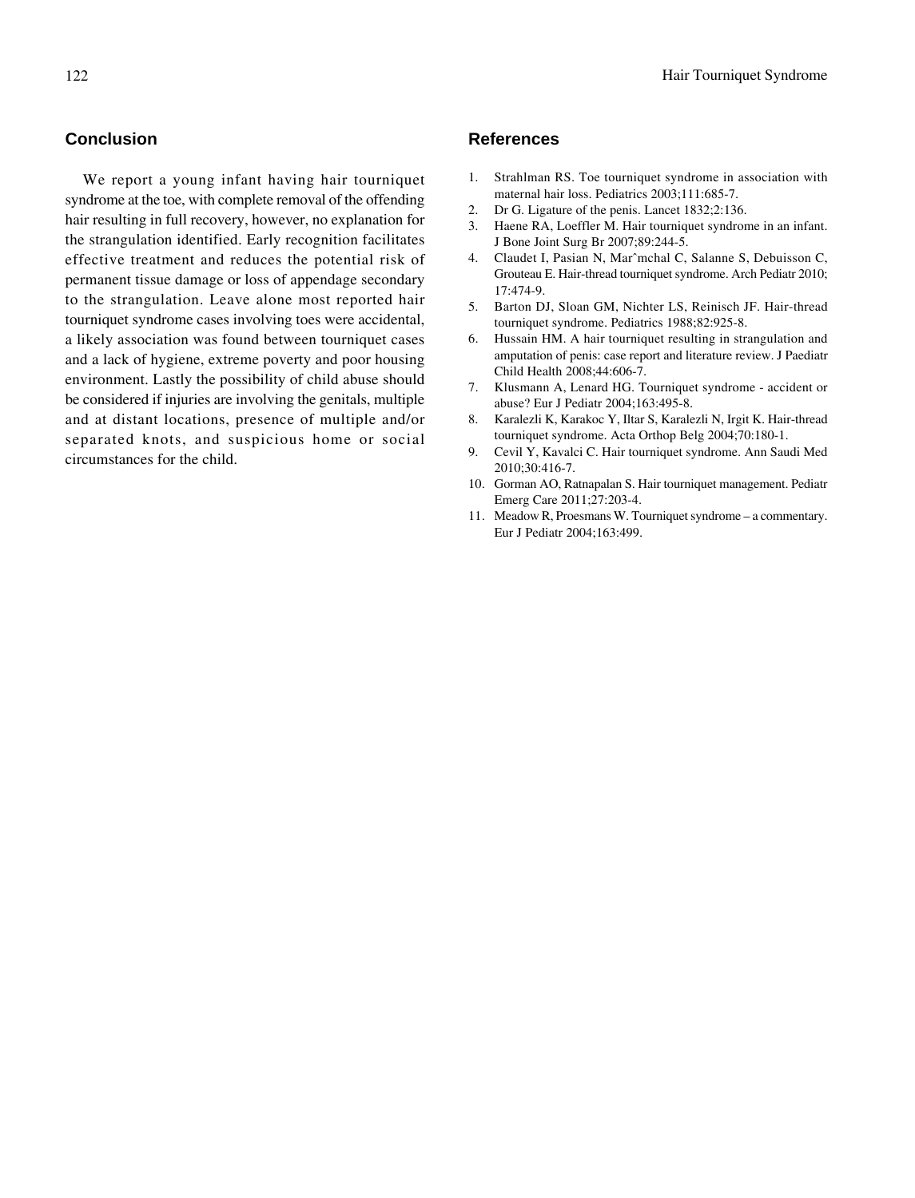## Conclusion

We report a young infant having hair tourniquet syndrome at the toe, with complete removal of the offending hair resulting in full recovery, however, no explanation for the strangulation identified. Early recognition facilitates effective treatment and reduces the potential risk of permanent tissue damage or loss of appendage secondary to the strangulation. Leave alone most reported hair tourniquet syndrome cases involving toes were accidental, a likely association was found between tourniquet cases and a lack of hygiene, extreme poverty and poor housing environment. Lastly the possibility of child abuse should be considered if injuries are involving the genitals, multiple and at distant locations, presence of multiple and/or separated knots, and suspicious home or social circumstances for the child.

## References

1. Strahlman RS. Toe tourniquet syndrome in association with maternal hair loss. Pediatrics 2003;111:685-7.
2. Dr G. Ligature of the penis. Lancet 1832;2:136.
3. Haene RA, Loeffler M. Hair tourniquet syndrome in an infant. J Bone Joint Surg Br 2007;89:244-5.
4. Claudet I, Pasian N, Marˆmchal C, Salanne S, Debuisson C, Grouteau E. Hair-thread tourniquet syndrome. Arch Pediatr 2010; 17:474-9.
5. Barton DJ, Sloan GM, Nichter LS, Reinisch JF. Hair-thread tourniquet syndrome. Pediatrics 1988;82:925-8.
6. Hussain HM. A hair tourniquet resulting in strangulation and amputation of penis: case report and literature review. J Paediatr Child Health 2008;44:606-7.
7. Klusmann A, Lenard HG. Tourniquet syndrome - accident or abuse? Eur J Pediatr 2004;163:495-8.
8. Karalezli K, Karakoc Y, Iltar S, Karalezli N, Irgit K. Hair-thread tourniquet syndrome. Acta Orthop Belg 2004;70:180-1.
9. Cevil Y, Kavalci C. Hair tourniquet syndrome. Ann Saudi Med 2010;30:416-7.
10. Gorman AO, Ratnapalan S. Hair tourniquet management. Pediatr Emerg Care 2011;27:203-4.
11. Meadow R, Proesmans W. Tourniquet syndrome – a commentary. Eur J Pediatr 2004;163:499.